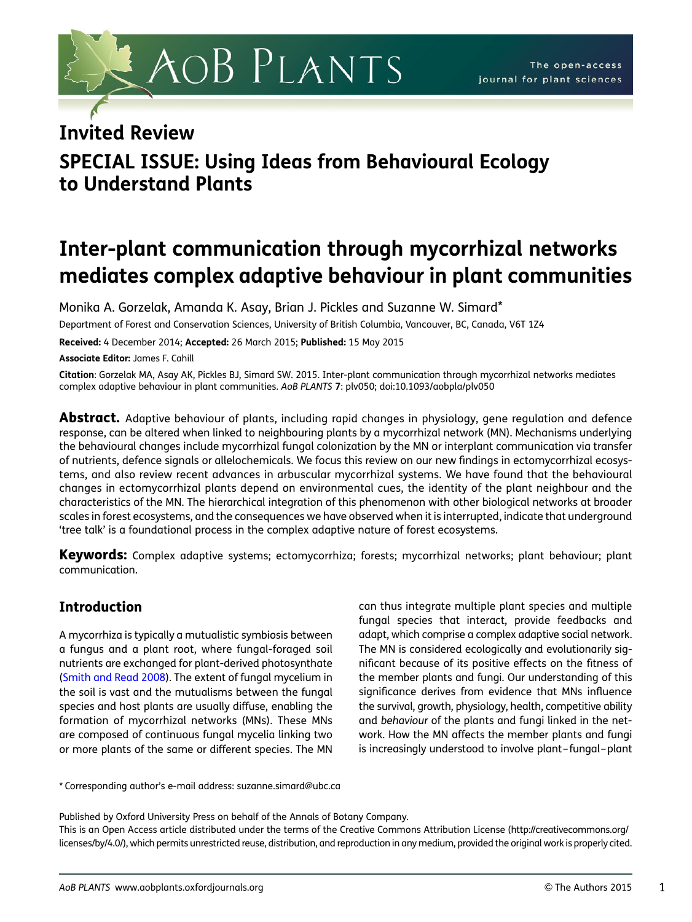Invited Review

SPECIAL ISSUE: Using Ideas from Behavioural Ecology to Understand Plants

# Inter-plant communication through mycorrhizal networks mediates complex adaptive behaviour in plant communities

Monika A. Gorzelak, Amanda K. Asay, Brian J. Pickles and Suzanne W. Simard*

Department of Forest and Conservation Sciences, University of British Columbia, Vancouver, BC, Canada, V6T 1Z4

**Received:** 4 December 2014; **Accepted:** 26 March 2015; **Published:** 15 May 2015

**Associate Editor:** James F. Cahill

**Citation**: Gorzelak MA, Asay AK, Pickles BJ, Simard SW. 2015. Inter-plant communication through mycorrhizal networks mediates complex adaptive behaviour in plant communities. *AoB PLANTS* **7**: plv050; doi:10.1093/aobpla/plv050

**Abstract.** Adaptive behaviour of plants, including rapid changes in physiology, gene regulation and defence response, can be altered when linked to neighbouring plants by a mycorrhizal network (MN). Mechanisms underlying the behavioural changes include mycorrhizal fungal colonization by the MN or interplant communication via transfer of nutrients, defence signals or allelochemicals. We focus this review on our new findings in ectomycorrhizal ecosystems, and also review recent advances in arbuscular mycorrhizal systems. We have found that the behavioural changes in ectomycorrhizal plants depend on environmental cues, the identity of the plant neighbour and the characteristics of the MN. The hierarchical integration of this phenomenon with other biological networks at broader scales in forest ecosystems, and the consequences we have observed when it is interrupted, indicate that underground 'tree talk' is a foundational process in the complex adaptive nature of forest ecosystems.

**Keywords:** Complex adaptive systems; ectomycorrhiza; forests; mycorrhizal networks; plant behaviour; plant communication.

## Introduction

A mycorrhiza is typically a mutualistic symbiosis between a fungus and a plant root, where fungal-foraged soil nutrients are exchanged for plant-derived photosynthate (Smith and Read 2008). The extent of fungal mycelium in the soil is vast and the mutualisms between the fungal species and host plants are usually diffuse, enabling the formation of mycorrhizal networks (MNs). These MNs are composed of continuous fungal mycelia linking two or more plants of the same or different species. The MN can thus integrate multiple plant species and multiple fungal species that interact, provide feedbacks and adapt, which comprise a complex adaptive social network. The MN is considered ecologically and evolutionarily significant because of its positive effects on the fitness of the member plants and fungi. Our understanding of this significance derives from evidence that MNs influence the survival, growth, physiology, health, competitive ability and *behaviour* of the plants and fungi linked in the network. How the MN affects the member plants and fungi is increasingly understood to involve plant–fungal–plant

* Corresponding author's e-mail address: suzanne.simard@ubc.ca

Published by Oxford University Press on behalf of the Annals of Botany Company.
This is an Open Access article distributed under the terms of the Creative Commons Attribution License (http://creativecommons.org/licenses/by/4.0/), which permits unrestricted reuse, distribution, and reproduction in any medium, provided the original work is properly cited.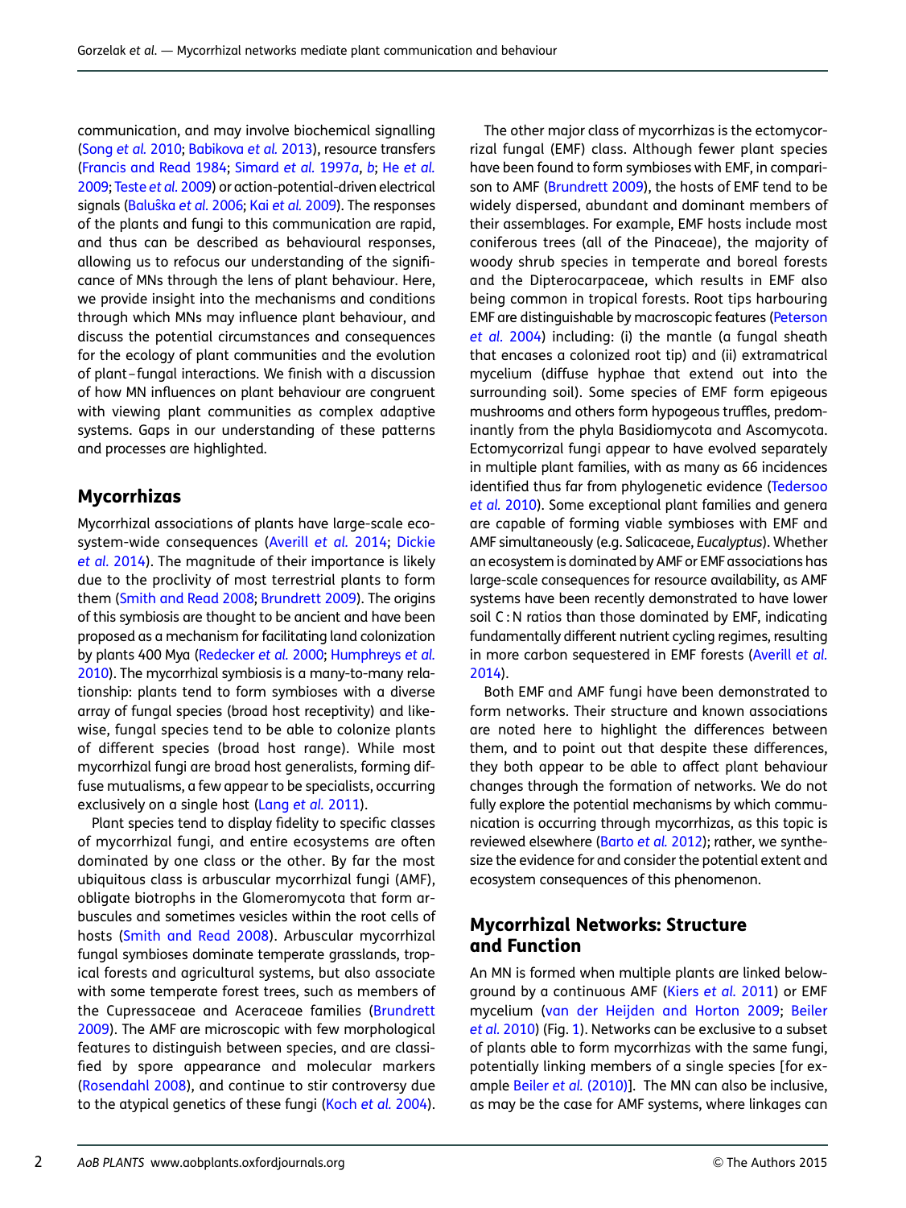communication, and may involve biochemical signalling (Song *et al.* 2010; Babikova *et al.* 2013), resource transfers (Francis and Read 1984; Simard *et al.* 1997*a*, *b*; He *et al.* 2009; Teste *et al.* 2009) or action-potential-driven electrical signals (Baluška *et al.* 2006; Kai *et al.* 2009). The responses of the plants and fungi to this communication are rapid, and thus can be described as behavioural responses, allowing us to refocus our understanding of the significance of MNs through the lens of plant behaviour. Here, we provide insight into the mechanisms and conditions through which MNs may influence plant behaviour, and discuss the potential circumstances and consequences for the ecology of plant communities and the evolution of plant–fungal interactions. We finish with a discussion of how MN influences on plant behaviour are congruent with viewing plant communities as complex adaptive systems. Gaps in our understanding of these patterns and processes are highlighted.

## Mycorrhizas

Mycorrhizal associations of plants have large-scale ecosystem-wide consequences (Averill *et al.* 2014; Dickie *et al.* 2014). The magnitude of their importance is likely due to the proclivity of most terrestrial plants to form them (Smith and Read 2008; Brundrett 2009). The origins of this symbiosis are thought to be ancient and have been proposed as a mechanism for facilitating land colonization by plants 400 Mya (Redecker *et al.* 2000; Humphreys *et al.* 2010). The mycorrhizal symbiosis is a many-to-many relationship: plants tend to form symbioses with a diverse array of fungal species (broad host receptivity) and likewise, fungal species tend to be able to colonize plants of different species (broad host range). While most mycorrhizal fungi are broad host generalists, forming diffuse mutualisms, a few appear to be specialists, occurring exclusively on a single host (Lang *et al.* 2011).

Plant species tend to display fidelity to specific classes of mycorrhizal fungi, and entire ecosystems are often dominated by one class or the other. By far the most ubiquitous class is arbuscular mycorrhizal fungi (AMF), obligate biotrophs in the Glomeromycota that form arbuscules and sometimes vesicles within the root cells of hosts (Smith and Read 2008). Arbuscular mycorrhizal fungal symbioses dominate temperate grasslands, tropical forests and agricultural systems, but also associate with some temperate forest trees, such as members of the Cupressaceae and Aceraceae families (Brundrett 2009). The AMF are microscopic with few morphological features to distinguish between species, and are classified by spore appearance and molecular markers (Rosendahl 2008), and continue to stir controversy due to the atypical genetics of these fungi (Koch *et al.* 2004).

The other major class of mycorrhizas is the ectomycorrizal fungal (EMF) class. Although fewer plant species have been found to form symbioses with EMF, in comparison to AMF (Brundrett 2009), the hosts of EMF tend to be widely dispersed, abundant and dominant members of their assemblages. For example, EMF hosts include most coniferous trees (all of the Pinaceae), the majority of woody shrub species in temperate and boreal forests and the Dipterocarpaceae, which results in EMF also being common in tropical forests. Root tips harbouring EMF are distinguishable by macroscopic features (Peterson *et al.* 2004) including: (i) the mantle (a fungal sheath that encases a colonized root tip) and (ii) extramatrical mycelium (diffuse hyphae that extend out into the surrounding soil). Some species of EMF form epigeous mushrooms and others form hypogeous truffles, predominantly from the phyla Basidiomycota and Ascomycota. Ectomycorrizal fungi appear to have evolved separately in multiple plant families, with as many as 66 incidences identified thus far from phylogenetic evidence (Tedersoo *et al.* 2010). Some exceptional plant families and genera are capable of forming viable symbioses with EMF and AMF simultaneously (e.g. Salicaceae, *Eucalyptus*). Whether an ecosystem is dominated by AMF or EMF associations has large-scale consequences for resource availability, as AMF systems have been recently demonstrated to have lower soil C : N ratios than those dominated by EMF, indicating fundamentally different nutrient cycling regimes, resulting in more carbon sequestered in EMF forests (Averill *et al.* 2014).

Both EMF and AMF fungi have been demonstrated to form networks. Their structure and known associations are noted here to highlight the differences between them, and to point out that despite these differences, they both appear to be able to affect plant behaviour changes through the formation of networks. We do not fully explore the potential mechanisms by which communication is occurring through mycorrhizas, as this topic is reviewed elsewhere (Barto *et al.* 2012); rather, we synthesize the evidence for and consider the potential extent and ecosystem consequences of this phenomenon.

## Mycorrhizal Networks: Structure and Function

An MN is formed when multiple plants are linked belowground by a continuous AMF (Kiers *et al.* 2011) or EMF mycelium (van der Heijden and Horton 2009; Beiler *et al.* 2010) (Fig. 1). Networks can be exclusive to a subset of plants able to form mycorrhizas with the same fungi, potentially linking members of a single species [for example Beiler *et al.* (2010)]. The MN can also be inclusive, as may be the case for AMF systems, where linkages can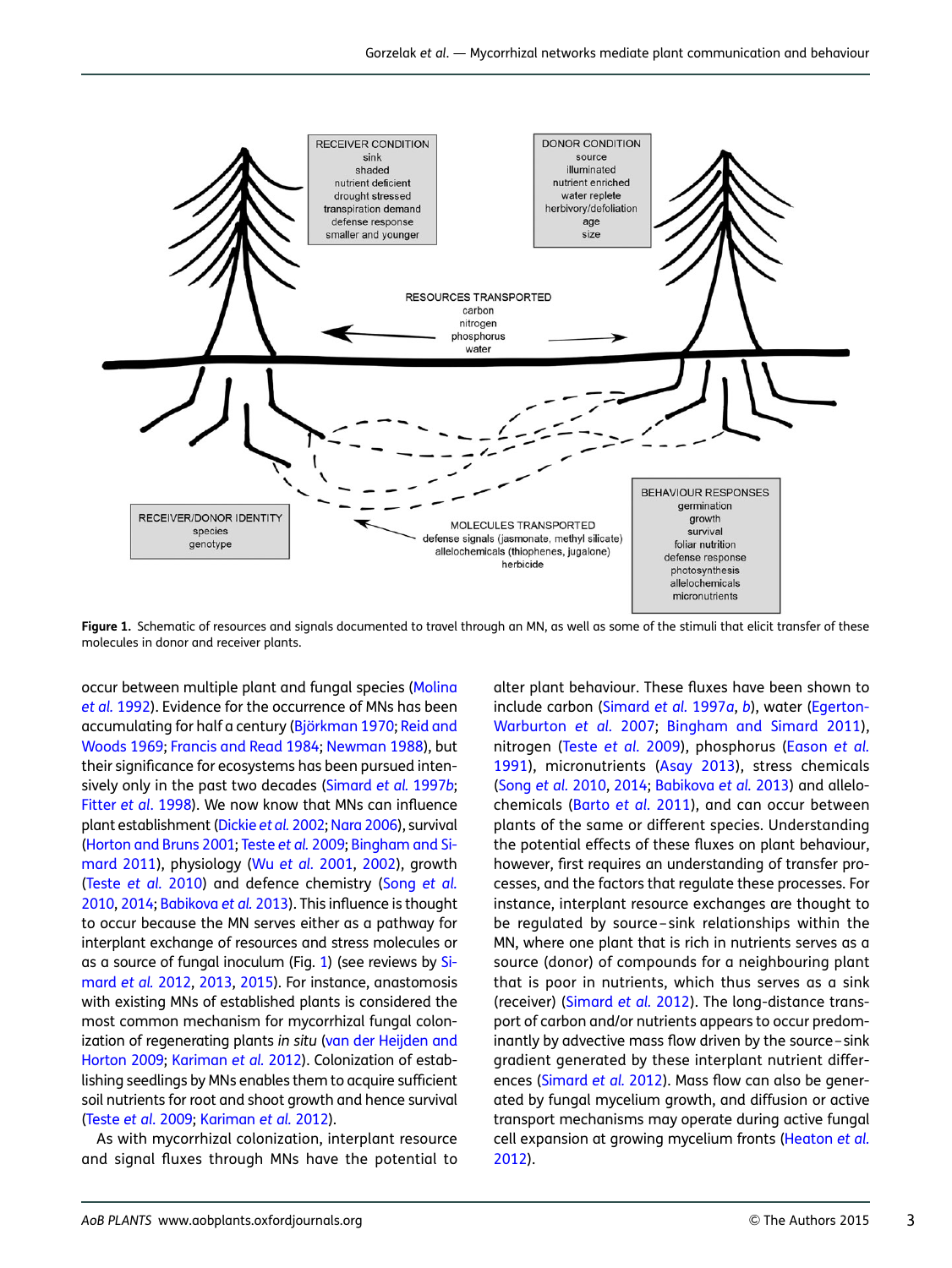**Figure 1.** Schematic of resources and signals documented to travel through an MN, as well as some of the stimuli that elicit transfer of these molecules in donor and receiver plants.

occur between multiple plant and fungal species (Molina et al. 1992). Evidence for the occurrence of MNs has been accumulating for half a century (Björkman 1970; Reid and Woods 1969; Francis and Read 1984; Newman 1988), but their significance for ecosystems has been pursued intensively only in the past two decades (Simard et al. 1997b; Fitter et al. 1998). We now know that MNs can influence plant establishment (Dickie et al. 2002; Nara 2006), survival (Horton and Bruns 2001; Teste et al. 2009; Bingham and Simard 2011), physiology (Wu et al. 2001, 2002), growth (Teste et al. 2010) and defence chemistry (Song et al. 2010, 2014; Babikova et al. 2013). This influence is thought to occur because the MN serves either as a pathway for interplant exchange of resources and stress molecules or as a source of fungal inoculum (Fig. 1) (see reviews by Simard et al. 2012, 2013, 2015). For instance, anastomosis with existing MNs of established plants is considered the most common mechanism for mycorrhizal fungal colonization of regenerating plants *in situ* (van der Heijden and Horton 2009; Kariman et al. 2012). Colonization of establishing seedlings by MNs enables them to acquire sufficient soil nutrients for root and shoot growth and hence survival (Teste et al. 2009; Kariman et al. 2012).

As with mycorrhizal colonization, interplant resource and signal fluxes through MNs have the potential to alter plant behaviour. These fluxes have been shown to include carbon (Simard et al. 1997a, b), water (Egerton-Warburton et al. 2007; Bingham and Simard 2011), nitrogen (Teste et al. 2009), phosphorus (Eason et al. 1991), micronutrients (Asay 2013), stress chemicals (Song et al. 2010, 2014; Babikova et al. 2013) and allelochemicals (Barto et al. 2011), and can occur between plants of the same or different species. Understanding the potential effects of these fluxes on plant behaviour, however, first requires an understanding of transfer processes, and the factors that regulate these processes. For instance, interplant resource exchanges are thought to be regulated by source–sink relationships within the MN, where one plant that is rich in nutrients serves as a source (donor) of compounds for a neighbouring plant that is poor in nutrients, which thus serves as a sink (receiver) (Simard et al. 2012). The long-distance transport of carbon and/or nutrients appears to occur predominantly by advective mass flow driven by the source–sink gradient generated by these interplant nutrient differences (Simard et al. 2012). Mass flow can also be generated by fungal mycelium growth, and diffusion or active transport mechanisms may operate during active fungal cell expansion at growing mycelium fronts (Heaton et al. 2012).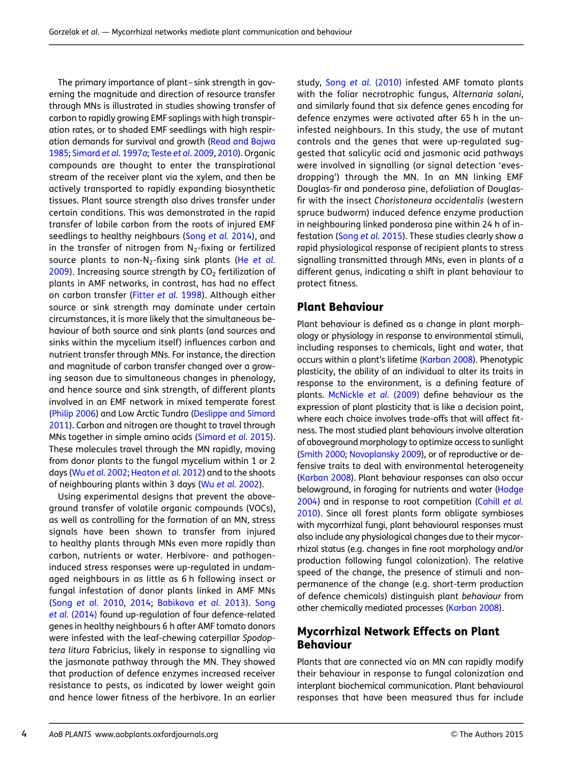The primary importance of plant–sink strength in governing the magnitude and direction of resource transfer through MNs is illustrated in studies showing transfer of carbon to rapidly growing EMF saplings with high transpiration rates, or to shaded EMF seedlings with high respiration demands for survival and growth (Read and Bajwa 1985; Simard *et al.* 1997*a*; Teste *et al.* 2009, 2010). Organic compounds are thought to enter the transpirational stream of the receiver plant via the xylem, and then be actively transported to rapidly expanding biosynthetic tissues. Plant source strength also drives transfer under certain conditions. This was demonstrated in the rapid transfer of labile carbon from the roots of injured EMF seedlings to healthy neighbours (Song *et al.* 2014), and in the transfer of nitrogen from $N_2$-fixing or fertilized source plants to non-$N_2$-fixing sink plants (He *et al.* 2009). Increasing source strength by $CO_2$ fertilization of plants in AMF networks, in contrast, has had no effect on carbon transfer (Fitter *et al.* 1998). Although either source or sink strength may dominate under certain circumstances, it is more likely that the simultaneous behaviour of both source and sink plants (and sources and sinks within the mycelium itself) influences carbon and nutrient transfer through MNs. For instance, the direction and magnitude of carbon transfer changed over a growing season due to simultaneous changes in phenology, and hence source and sink strength, of different plants involved in an EMF network in mixed temperate forest (Philip 2006) and Low Arctic Tundra (Deslippe and Simard 2011). Carbon and nitrogen are thought to travel through MNs together in simple amino acids (Simard *et al.* 2015). These molecules travel through the MN rapidly, moving from donor plants to the fungal mycelium within 1 or 2 days (Wu *et al.* 2002; Heaton *et al.* 2012) and to the shoots of neighbouring plants within 3 days (Wu *et al.* 2002).

Using experimental designs that prevent the aboveground transfer of volatile organic compounds (VOCs), as well as controlling for the formation of an MN, stress signals have been shown to transfer from injured to healthy plants through MNs even more rapidly than carbon, nutrients or water. Herbivore- and pathogen-induced stress responses were up-regulated in undamaged neighbours in as little as 6 h following insect or fungal infestation of donor plants linked in AMF MNs (Song *et al.* 2010, 2014; Babikova *et al.* 2013). Song *et al.* (2014) found up-regulation of four defence-related genes in healthy neighbours 6 h after AMF tomato donors were infested with the leaf-chewing caterpillar *Spodoptera litura* Fabricius, likely in response to signalling via the jasmonate pathway through the MN. They showed that production of defence enzymes increased receiver resistance to pests, as indicated by lower weight gain and hence lower fitness of the herbivore. In an earlier study, Song *et al.* (2010) infested AMF tomato plants with the foliar necrotrophic fungus, *Alternaria solani*, and similarly found that six defence genes encoding for defence enzymes were activated after 65 h in the uninfested neighbours. In this study, the use of mutant controls and the genes that were up-regulated suggested that salicylic acid and jasmonic acid pathways were involved in signalling (or signal detection 'evesdropping') through the MN. In an MN linking EMF Douglas-fir and ponderosa pine, defoliation of Douglas-fir with the insect *Choristoneura occidentalis* (western spruce budworm) induced defence enzyme production in neighbouring linked ponderosa pine within 24 h of infestation (Song *et al.* 2015). These studies clearly show a rapid physiological response of recipient plants to stress signalling transmitted through MNs, even in plants of a different genus, indicating a shift in plant behaviour to protect fitness.

## Plant Behaviour

Plant behaviour is defined as a change in plant morphology or physiology in response to environmental stimuli, including responses to chemicals, light and water, that occurs within a plant's lifetime (Karban 2008). Phenotypic plasticity, the ability of an individual to alter its traits in response to the environment, is a defining feature of plants. McNickle *et al.* (2009) define behaviour as the expression of plant plasticity that is like a decision point, where each choice involves trade-offs that will affect fitness. The most studied plant behaviours involve alteration of aboveground morphology to optimize access to sunlight (Smith 2000; Novoplansky 2009), or of reproductive or defensive traits to deal with environmental heterogeneity (Karban 2008). Plant behaviour responses can also occur belowground, in foraging for nutrients and water (Hodge 2004) and in response to root competition (Cahill *et al.* 2010). Since all forest plants form obligate symbioses with mycorrhizal fungi, plant behavioural responses must also include any physiological changes due to their mycorrhizal status (e.g. changes in fine root morphology and/or production following fungal colonization). The relative speed of the change, the presence of stimuli and non-permanence of the change (e.g. short-term production of defence chemicals) distinguish plant *behaviour* from other chemically mediated processes (Karban 2008).

## Mycorrhizal Network Effects on Plant Behaviour

Plants that are connected via an MN can rapidly modify their behaviour in response to fungal colonization and interplant biochemical communication. Plant behavioural responses that have been measured thus far include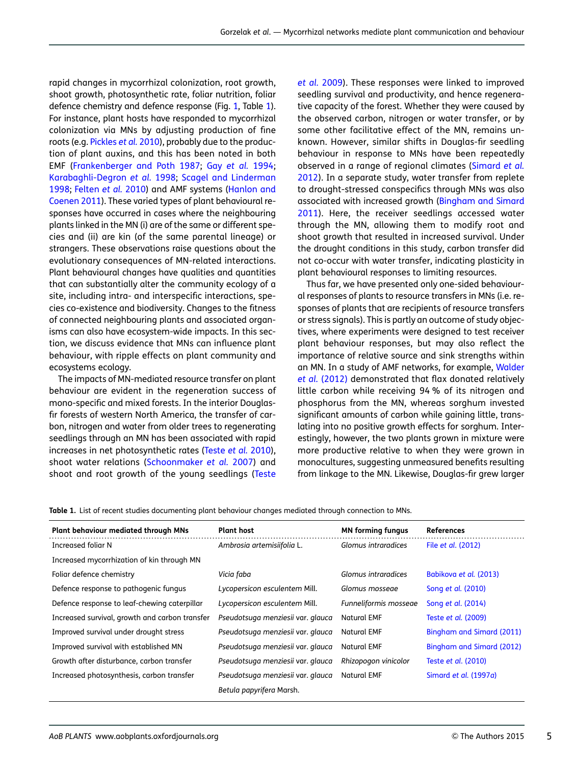rapid changes in mycorrhizal colonization, root growth, shoot growth, photosynthetic rate, foliar nutrition, foliar defence chemistry and defence response (Fig. 1, Table 1). For instance, plant hosts have responded to mycorrhizal colonization via MNs by adjusting production of fine roots (e.g. Pickles *et al.* 2010), probably due to the production of plant auxins, and this has been noted in both EMF (Frankenberger and Poth 1987; Gay *et al.* 1994; Karabaghli-Degron *et al.* 1998; Scagel and Linderman 1998; Felten *et al.* 2010) and AMF systems (Hanlon and Coenen 2011). These varied types of plant behavioural responses have occurred in cases where the neighbouring plants linked in the MN (i) are of the same or different species and (ii) are kin (of the same parental lineage) or strangers. These observations raise questions about the evolutionary consequences of MN-related interactions. Plant behavioural changes have qualities and quantities that can substantially alter the community ecology of a site, including intra- and interspecific interactions, species co-existence and biodiversity. Changes to the fitness of connected neighbouring plants and associated organisms can also have ecosystem-wide impacts. In this section, we discuss evidence that MNs can influence plant behaviour, with ripple effects on plant community and ecosystems ecology.

The impacts of MN-mediated resource transfer on plant behaviour are evident in the regeneration success of mono-specific and mixed forests. In the interior Douglas-fir forests of western North America, the transfer of carbon, nitrogen and water from older trees to regenerating seedlings through an MN has been associated with rapid increases in net photosynthetic rates (Teste *et al.* 2010), shoot water relations (Schoonmaker *et al.* 2007) and shoot and root growth of the young seedlings (Teste *et al.* 2009). These responses were linked to improved seedling survival and productivity, and hence regenerative capacity of the forest. Whether they were caused by the observed carbon, nitrogen or water transfer, or by some other facilitative effect of the MN, remains unknown. However, similar shifts in Douglas-fir seedling behaviour in response to MNs have been repeatedly observed in a range of regional climates (Simard *et al.* 2012). In a separate study, water transfer from replete to drought-stressed conspecifics through MNs was also associated with increased growth (Bingham and Simard 2011). Here, the receiver seedlings accessed water through the MN, allowing them to modify root and shoot growth that resulted in increased survival. Under the drought conditions in this study, carbon transfer did not co-occur with water transfer, indicating plasticity in plant behavioural responses to limiting resources.

Thus far, we have presented only one-sided behavioural responses of plants to resource transfers in MNs (i.e. responses of plants that are recipients of resource transfers or stress signals). This is partly an outcome of study objectives, where experiments were designed to test receiver plant behaviour responses, but may also reflect the importance of relative source and sink strengths within an MN. In a study of AMF networks, for example, Walder *et al.* (2012) demonstrated that flax donated relatively little carbon while receiving 94 % of its nitrogen and phosphorus from the MN, whereas sorghum invested significant amounts of carbon while gaining little, translating into no positive growth effects for sorghum. Interestingly, however, the two plants grown in mixture were more productive relative to when they were grown in monocultures, suggesting unmeasured benefits resulting from linkage to the MN. Likewise, Douglas-fir grew larger

**Table 1.** List of recent studies documenting plant behaviour changes mediated through connection to MNs.

| Plant behaviour mediated through MNs | Plant host | MN forming fungus | References |
|---|---|---|---|
| Increased foliar N | *Ambrosia artemisiifolia* L. | *Glomus intraradices* | File *et al.* (2012) |
| Increased mycorrhization of kin through MN | | | |
| Foliar defence chemistry | *Vicia faba* | *Glomus intraradices* | Babikova *et al.* (2013) |
| Defence response to pathogenic fungus | *Lycopersicon esculentem* Mill. | *Glomus mosseae* | Song *et al.* (2010) |
| Defence response to leaf-chewing caterpillar | *Lycopersicon esculentem* Mill. | *Funneliformis mosseae* | Song *et al.* (2014) |
| Increased survival, growth and carbon transfer | *Pseudotsuga menziesii* var. *glauca* | Natural EMF | Teste *et al.* (2009) |
| Improved survival under drought stress | *Pseudotsuga menziesii* var. *glauca* | Natural EMF | Bingham and Simard (2011) |
| Improved survival with established MN | *Pseudotsuga menziesii* var. *glauca* | Natural EMF | Bingham and Simard (2012) |
| Growth after disturbance, carbon transfer | *Pseudotsuga menziesii* var. *glauca* | *Rhizopogon vinicolor* | Teste *et al.* (2010) |
| Increased photosynthesis, carbon transfer | *Pseudotsuga menziesii* var. *glauca* | Natural EMF | Simard *et al.* (1997*a*) |
| | *Betula papyrifera* Marsh. | | |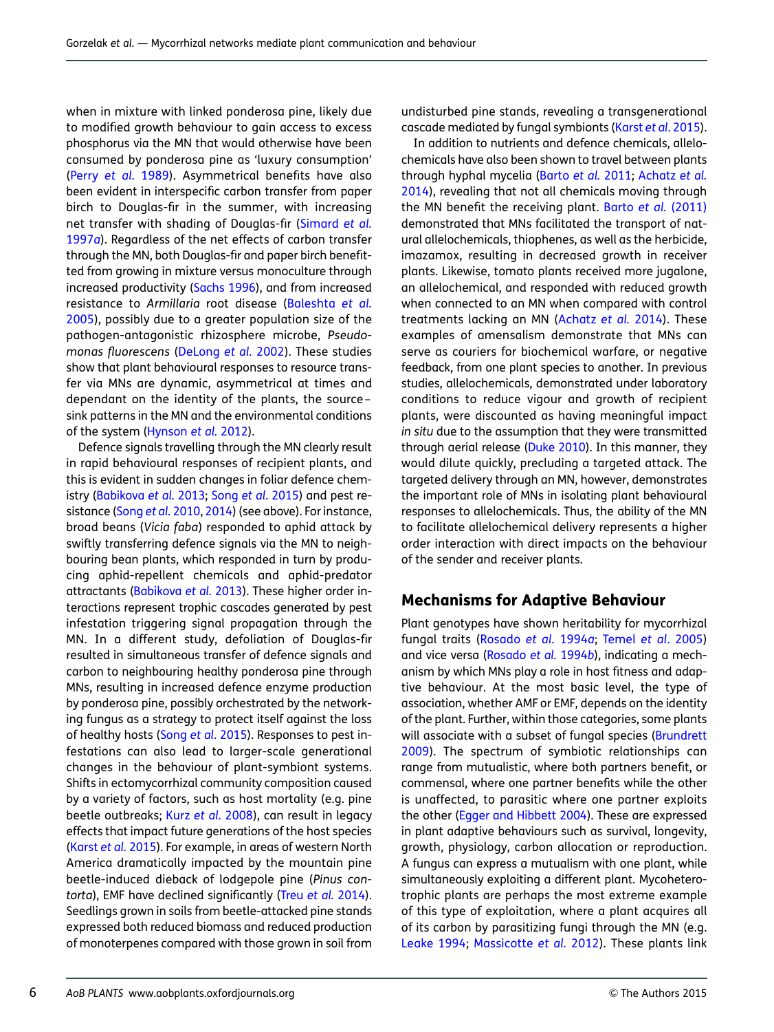when in mixture with linked ponderosa pine, likely due to modified growth behaviour to gain access to excess phosphorus via the MN that would otherwise have been consumed by ponderosa pine as 'luxury consumption' (Perry *et al.* 1989). Asymmetrical benefits have also been evident in interspecific carbon transfer from paper birch to Douglas-fir in the summer, with increasing net transfer with shading of Douglas-fir (Simard *et al.* 1997*a*). Regardless of the net effects of carbon transfer through the MN, both Douglas-fir and paper birch benefitted from growing in mixture versus monoculture through increased productivity (Sachs 1996), and from increased resistance to *Armillaria* root disease (Baleshta *et al.* 2005), possibly due to a greater population size of the pathogen-antagonistic rhizosphere microbe, *Pseudomonas fluorescens* (DeLong *et al.* 2002). These studies show that plant behavioural responses to resource transfer via MNs are dynamic, asymmetrical at times and dependant on the identity of the plants, the source–sink patterns in the MN and the environmental conditions of the system (Hynson *et al.* 2012).

Defence signals travelling through the MN clearly result in rapid behavioural responses of recipient plants, and this is evident in sudden changes in foliar defence chemistry (Babikova *et al.* 2013; Song *et al.* 2015) and pest resistance (Song *et al.* 2010, 2014) (see above). For instance, broad beans (*Vicia faba*) responded to aphid attack by swiftly transferring defence signals via the MN to neighbouring bean plants, which responded in turn by producing aphid-repellent chemicals and aphid-predator attractants (Babikova *et al.* 2013). These higher order interactions represent trophic cascades generated by pest infestation triggering signal propagation through the MN. In a different study, defoliation of Douglas-fir resulted in simultaneous transfer of defence signals and carbon to neighbouring healthy ponderosa pine through MNs, resulting in increased defence enzyme production by ponderosa pine, possibly orchestrated by the networking fungus as a strategy to protect itself against the loss of healthy hosts (Song *et al.* 2015). Responses to pest infestations can also lead to larger-scale generational changes in the behaviour of plant-symbiont systems. Shifts in ectomycorrhizal community composition caused by a variety of factors, such as host mortality (e.g. pine beetle outbreaks; Kurz *et al.* 2008), can result in legacy effects that impact future generations of the host species (Karst *et al.* 2015). For example, in areas of western North America dramatically impacted by the mountain pine beetle-induced dieback of lodgepole pine (*Pinus contorta*), EMF have declined significantly (Treu *et al.* 2014). Seedlings grown in soils from beetle-attacked pine stands expressed both reduced biomass and reduced production of monoterpenes compared with those grown in soil from undisturbed pine stands, revealing a transgenerational cascade mediated by fungal symbionts (Karst *et al.* 2015).

In addition to nutrients and defence chemicals, allelochemicals have also been shown to travel between plants through hyphal mycelia (Barto *et al.* 2011; Achatz *et al.* 2014), revealing that not all chemicals moving through the MN benefit the receiving plant. Barto *et al.* (2011) demonstrated that MNs facilitated the transport of natural allelochemicals, thiophenes, as well as the herbicide, imazamox, resulting in decreased growth in receiver plants. Likewise, tomato plants received more jugalone, an allelochemical, and responded with reduced growth when connected to an MN when compared with control treatments lacking an MN (Achatz *et al.* 2014). These examples of amensalism demonstrate that MNs can serve as couriers for biochemical warfare, or negative feedback, from one plant species to another. In previous studies, allelochemicals, demonstrated under laboratory conditions to reduce vigour and growth of recipient plants, were discounted as having meaningful impact *in situ* due to the assumption that they were transmitted through aerial release (Duke 2010). In this manner, they would dilute quickly, precluding a targeted attack. The targeted delivery through an MN, however, demonstrates the important role of MNs in isolating plant behavioural responses to allelochemicals. Thus, the ability of the MN to facilitate allelochemical delivery represents a higher order interaction with direct impacts on the behaviour of the sender and receiver plants.

## Mechanisms for Adaptive Behaviour

Plant genotypes have shown heritability for mycorrhizal fungal traits (Rosado *et al.* 1994*a*; Temel *et al.* 2005) and vice versa (Rosado *et al.* 1994*b*), indicating a mechanism by which MNs play a role in host fitness and adaptive behaviour. At the most basic level, the type of association, whether AMF or EMF, depends on the identity of the plant. Further, within those categories, some plants will associate with a subset of fungal species (Brundrett 2009). The spectrum of symbiotic relationships can range from mutualistic, where both partners benefit, or commensal, where one partner benefits while the other is unaffected, to parasitic where one partner exploits the other (Egger and Hibbett 2004). These are expressed in plant adaptive behaviours such as survival, longevity, growth, physiology, carbon allocation or reproduction. A fungus can express a mutualism with one plant, while simultaneously exploiting a different plant. Mycoheterotrophic plants are perhaps the most extreme example of this type of exploitation, where a plant acquires all of its carbon by parasitizing fungi through the MN (e.g. Leake 1994; Massicotte *et al.* 2012). These plants link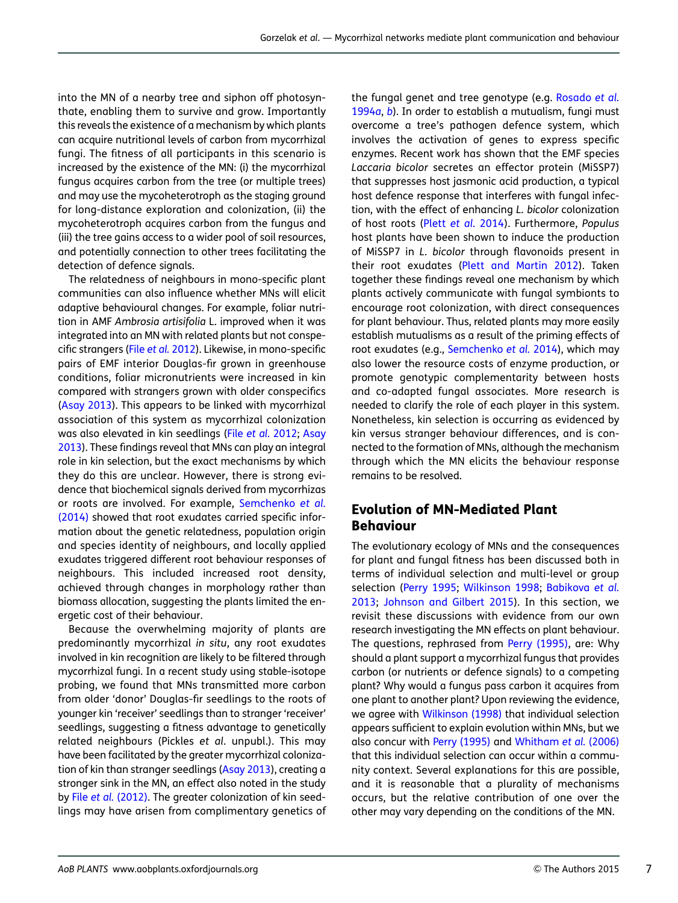into the MN of a nearby tree and siphon off photosynthate, enabling them to survive and grow. Importantly this reveals the existence of a mechanism by which plants can acquire nutritional levels of carbon from mycorrhizal fungi. The fitness of all participants in this scenario is increased by the existence of the MN: (i) the mycorrhizal fungus acquires carbon from the tree (or multiple trees) and may use the mycoheterotroph as the staging ground for long-distance exploration and colonization, (ii) the mycoheterotroph acquires carbon from the fungus and (iii) the tree gains access to a wider pool of soil resources, and potentially connection to other trees facilitating the detection of defence signals.

The relatedness of neighbours in mono-specific plant communities can also influence whether MNs will elicit adaptive behavioural changes. For example, foliar nutrition in AMF *Ambrosia artisifolia* L. improved when it was integrated into an MN with related plants but not conspecific strangers (File *et al.* 2012). Likewise, in mono-specific pairs of EMF interior Douglas-fir grown in greenhouse conditions, foliar micronutrients were increased in kin compared with strangers grown with older conspecifics (Asay 2013). This appears to be linked with mycorrhizal association of this system as mycorrhizal colonization was also elevated in kin seedlings (File *et al.* 2012; Asay 2013). These findings reveal that MNs can play an integral role in kin selection, but the exact mechanisms by which they do this are unclear. However, there is strong evidence that biochemical signals derived from mycorrhizas or roots are involved. For example, Semchenko *et al.* (2014) showed that root exudates carried specific information about the genetic relatedness, population origin and species identity of neighbours, and locally applied exudates triggered different root behaviour responses of neighbours. This included increased root density, achieved through changes in morphology rather than biomass allocation, suggesting the plants limited the energetic cost of their behaviour.

Because the overwhelming majority of plants are predominantly mycorrhizal *in situ*, any root exudates involved in kin recognition are likely to be filtered through mycorrhizal fungi. In a recent study using stable-isotope probing, we found that MNs transmitted more carbon from older 'donor' Douglas-fir seedlings to the roots of younger kin 'receiver' seedlings than to stranger 'receiver' seedlings, suggesting a fitness advantage to genetically related neighbours (Pickles *et al.* unpubl.). This may have been facilitated by the greater mycorrhizal colonization of kin than stranger seedlings (Asay 2013), creating a stronger sink in the MN, an effect also noted in the study by File *et al.* (2012). The greater colonization of kin seedlings may have arisen from complimentary genetics of the fungal genet and tree genotype (e.g. Rosado *et al.* 1994*a*, *b*). In order to establish a mutualism, fungi must overcome a tree's pathogen defence system, which involves the activation of genes to express specific enzymes. Recent work has shown that the EMF species *Laccaria bicolor* secretes an effector protein (MiSSP7) that suppresses host jasmonic acid production, a typical host defence response that interferes with fungal infection, with the effect of enhancing *L. bicolor* colonization of host roots (Plett *et al.* 2014). Furthermore, *Populus* host plants have been shown to induce the production of MiSSP7 in *L. bicolor* through flavonoids present in their root exudates (Plett and Martin 2012). Taken together these findings reveal one mechanism by which plants actively communicate with fungal symbionts to encourage root colonization, with direct consequences for plant behaviour. Thus, related plants may more easily establish mutualisms as a result of the priming effects of root exudates (e.g., Semchenko *et al.* 2014), which may also lower the resource costs of enzyme production, or promote genotypic complementarity between hosts and co-adapted fungal associates. More research is needed to clarify the role of each player in this system. Nonetheless, kin selection is occurring as evidenced by kin versus stranger behaviour differences, and is connected to the formation of MNs, although the mechanism through which the MN elicits the behaviour response remains to be resolved.

## Evolution of MN-Mediated Plant Behaviour

The evolutionary ecology of MNs and the consequences for plant and fungal fitness has been discussed both in terms of individual selection and multi-level or group selection (Perry 1995; Wilkinson 1998; Babikova *et al.* 2013; Johnson and Gilbert 2015). In this section, we revisit these discussions with evidence from our own research investigating the MN effects on plant behaviour. The questions, rephrased from Perry (1995), are: Why should a plant support a mycorrhizal fungus that provides carbon (or nutrients or defence signals) to a competing plant? Why would a fungus pass carbon it acquires from one plant to another plant? Upon reviewing the evidence, we agree with Wilkinson (1998) that individual selection appears sufficient to explain evolution within MNs, but we also concur with Perry (1995) and Whitham *et al.* (2006) that this individual selection can occur within a community context. Several explanations for this are possible, and it is reasonable that a plurality of mechanisms occurs, but the relative contribution of one over the other may vary depending on the conditions of the MN.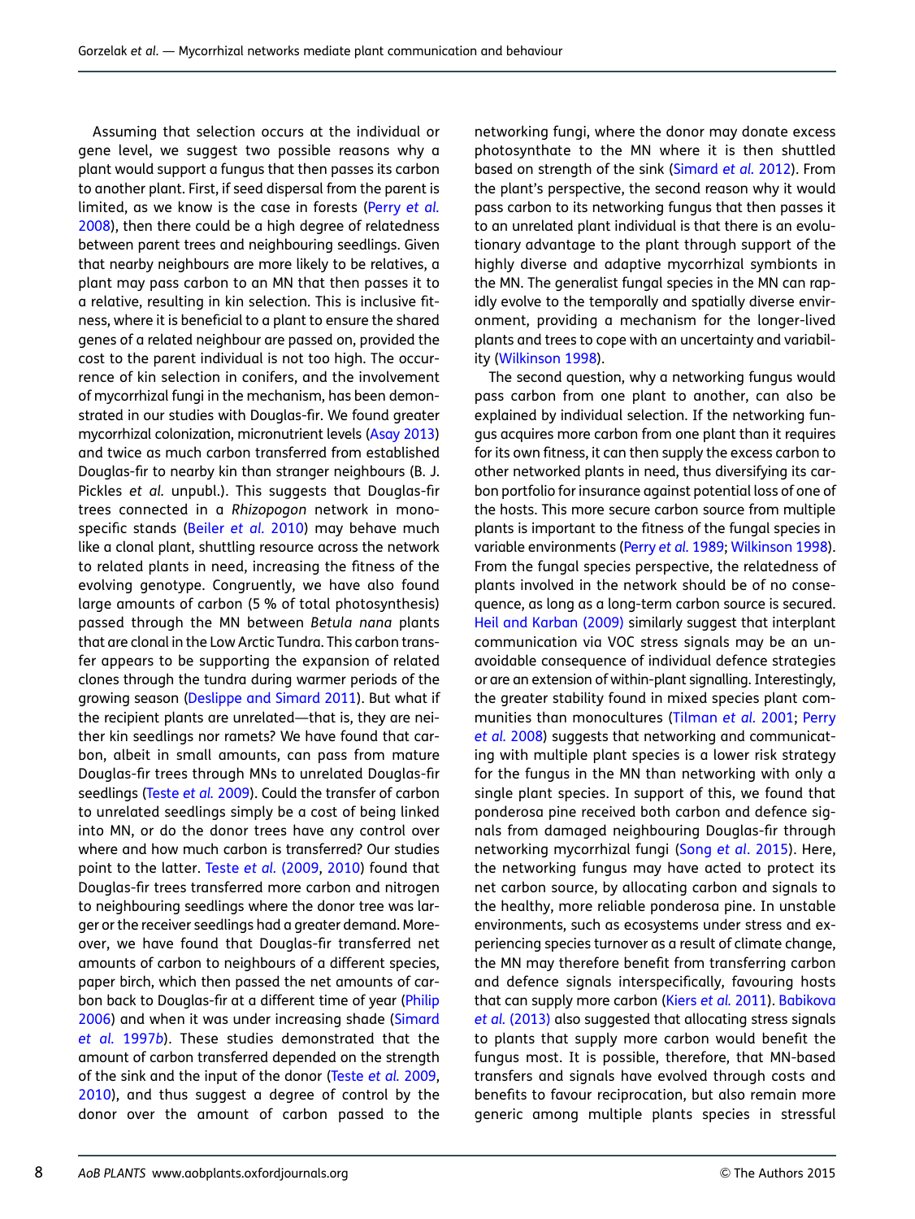Assuming that selection occurs at the individual or gene level, we suggest two possible reasons why a plant would support a fungus that then passes its carbon to another plant. First, if seed dispersal from the parent is limited, as we know is the case in forests (Perry *et al.* 2008), then there could be a high degree of relatedness between parent trees and neighbouring seedlings. Given that nearby neighbours are more likely to be relatives, a plant may pass carbon to an MN that then passes it to a relative, resulting in kin selection. This is inclusive fitness, where it is beneficial to a plant to ensure the shared genes of a related neighbour are passed on, provided the cost to the parent individual is not too high. The occurrence of kin selection in conifers, and the involvement of mycorrhizal fungi in the mechanism, has been demonstrated in our studies with Douglas-fir. We found greater mycorrhizal colonization, micronutrient levels (Asay 2013) and twice as much carbon transferred from established Douglas-fir to nearby kin than stranger neighbours (B. J. Pickles *et al.* unpubl.). This suggests that Douglas-fir trees connected in a *Rhizopogon* network in monospecific stands (Beiler *et al.* 2010) may behave much like a clonal plant, shuttling resource across the network to related plants in need, increasing the fitness of the evolving genotype. Congruently, we have also found large amounts of carbon (5 % of total photosynthesis) passed through the MN between *Betula nana* plants that are clonal in the Low Arctic Tundra. This carbon transfer appears to be supporting the expansion of related clones through the tundra during warmer periods of the growing season (Deslippe and Simard 2011). But what if the recipient plants are unrelated—that is, they are neither kin seedlings nor ramets? We have found that carbon, albeit in small amounts, can pass from mature Douglas-fir trees through MNs to unrelated Douglas-fir seedlings (Teste *et al.* 2009). Could the transfer of carbon to unrelated seedlings simply be a cost of being linked into MN, or do the donor trees have any control over where and how much carbon is transferred? Our studies point to the latter. Teste *et al.* (2009, 2010) found that Douglas-fir trees transferred more carbon and nitrogen to neighbouring seedlings where the donor tree was larger or the receiver seedlings had a greater demand. Moreover, we have found that Douglas-fir transferred net amounts of carbon to neighbours of a different species, paper birch, which then passed the net amounts of carbon back to Douglas-fir at a different time of year (Philip 2006) and when it was under increasing shade (Simard *et al.* 1997*b*). These studies demonstrated that the amount of carbon transferred depended on the strength of the sink and the input of the donor (Teste *et al.* 2009, 2010), and thus suggest a degree of control by the donor over the amount of carbon passed to the networking fungi, where the donor may donate excess photosynthate to the MN where it is then shuttled based on strength of the sink (Simard *et al.* 2012). From the plant's perspective, the second reason why it would pass carbon to its networking fungus that then passes it to an unrelated plant individual is that there is an evolutionary advantage to the plant through support of the highly diverse and adaptive mycorrhizal symbionts in the MN. The generalist fungal species in the MN can rapidly evolve to the temporally and spatially diverse environment, providing a mechanism for the longer-lived plants and trees to cope with an uncertainty and variability (Wilkinson 1998).

The second question, why a networking fungus would pass carbon from one plant to another, can also be explained by individual selection. If the networking fungus acquires more carbon from one plant than it requires for its own fitness, it can then supply the excess carbon to other networked plants in need, thus diversifying its carbon portfolio for insurance against potential loss of one of the hosts. This more secure carbon source from multiple plants is important to the fitness of the fungal species in variable environments (Perry *et al.* 1989; Wilkinson 1998). From the fungal species perspective, the relatedness of plants involved in the network should be of no consequence, as long as a long-term carbon source is secured. Heil and Karban (2009) similarly suggest that interplant communication via VOC stress signals may be an unavoidable consequence of individual defence strategies or are an extension of within-plant signalling. Interestingly, the greater stability found in mixed species plant communities than monocultures (Tilman *et al.* 2001; Perry *et al.* 2008) suggests that networking and communicating with multiple plant species is a lower risk strategy for the fungus in the MN than networking with only a single plant species. In support of this, we found that ponderosa pine received both carbon and defence signals from damaged neighbouring Douglas-fir through networking mycorrhizal fungi (Song *et al*. 2015). Here, the networking fungus may have acted to protect its net carbon source, by allocating carbon and signals to the healthy, more reliable ponderosa pine. In unstable environments, such as ecosystems under stress and experiencing species turnover as a result of climate change, the MN may therefore benefit from transferring carbon and defence signals interspecifically, favouring hosts that can supply more carbon (Kiers *et al.* 2011). Babikova *et al.* (2013) also suggested that allocating stress signals to plants that supply more carbon would benefit the fungus most. It is possible, therefore, that MN-based transfers and signals have evolved through costs and benefits to favour reciprocation, but also remain more generic among multiple plants species in stressful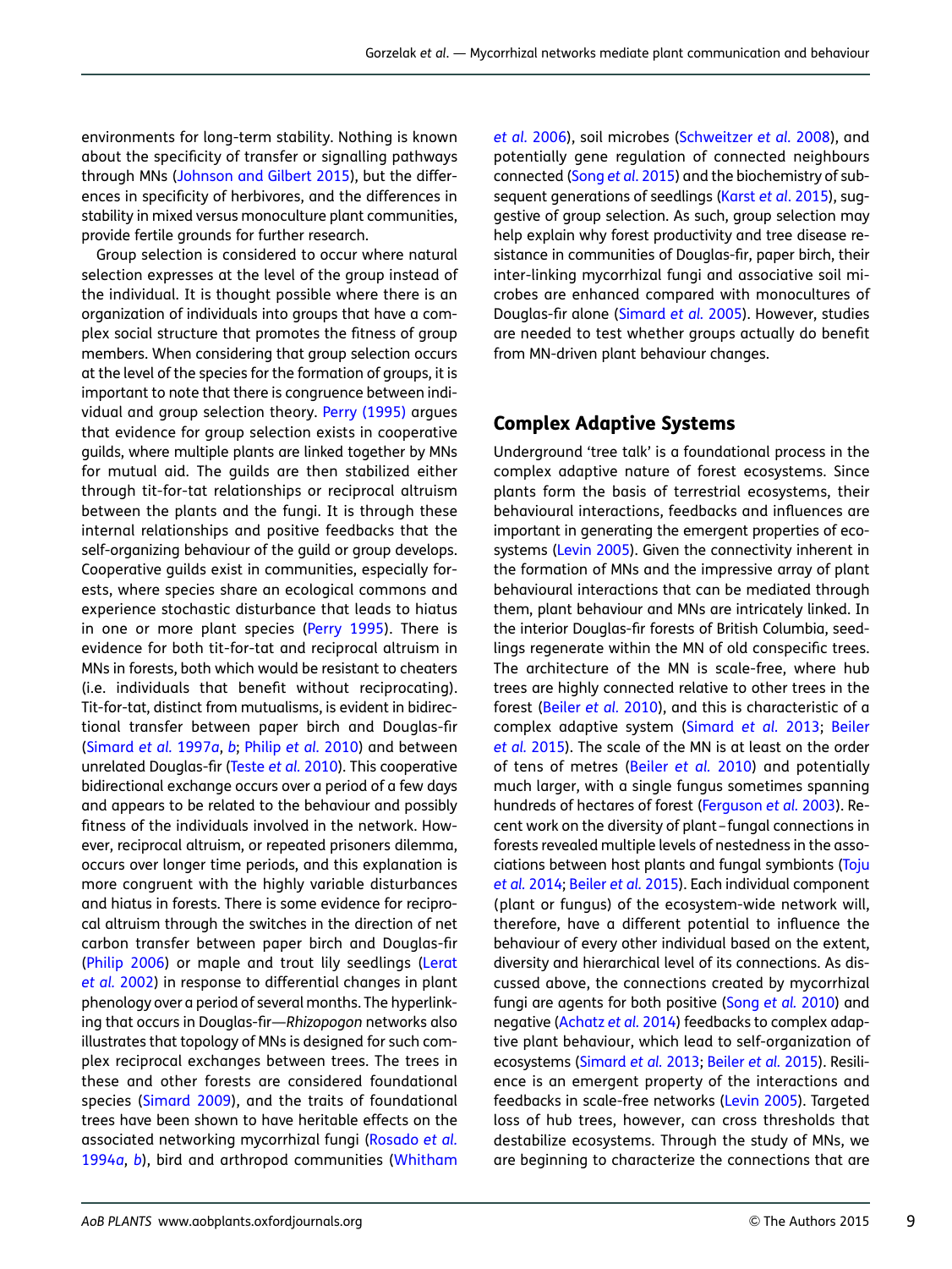environments for long-term stability. Nothing is known about the specificity of transfer or signalling pathways through MNs (Johnson and Gilbert 2015), but the differences in specificity of herbivores, and the differences in stability in mixed versus monoculture plant communities, provide fertile grounds for further research.

Group selection is considered to occur where natural selection expresses at the level of the group instead of the individual. It is thought possible where there is an organization of individuals into groups that have a complex social structure that promotes the fitness of group members. When considering that group selection occurs at the level of the species for the formation of groups, it is important to note that there is congruence between individual and group selection theory. Perry (1995) argues that evidence for group selection exists in cooperative guilds, where multiple plants are linked together by MNs for mutual aid. The guilds are then stabilized either through tit-for-tat relationships or reciprocal altruism between the plants and the fungi. It is through these internal relationships and positive feedbacks that the self-organizing behaviour of the guild or group develops. Cooperative guilds exist in communities, especially forests, where species share an ecological commons and experience stochastic disturbance that leads to hiatus in one or more plant species (Perry 1995). There is evidence for both tit-for-tat and reciprocal altruism in MNs in forests, both which would be resistant to cheaters (i.e. individuals that benefit without reciprocating). Tit-for-tat, distinct from mutualisms, is evident in bidirectional transfer between paper birch and Douglas-fir (Simard *et al.* 1997*a*, *b*; Philip *et al.* 2010) and between unrelated Douglas-fir (Teste *et al.* 2010). This cooperative bidirectional exchange occurs over a period of a few days and appears to be related to the behaviour and possibly fitness of the individuals involved in the network. However, reciprocal altruism, or repeated prisoners dilemma, occurs over longer time periods, and this explanation is more congruent with the highly variable disturbances and hiatus in forests. There is some evidence for reciprocal altruism through the switches in the direction of net carbon transfer between paper birch and Douglas-fir (Philip 2006) or maple and trout lily seedlings (Lerat *et al.* 2002) in response to differential changes in plant phenology over a period of several months. The hyperlinking that occurs in Douglas-fir—*Rhizopogon* networks also illustrates that topology of MNs is designed for such complex reciprocal exchanges between trees. The trees in these and other forests are considered foundational species (Simard 2009), and the traits of foundational trees have been shown to have heritable effects on the associated networking mycorrhizal fungi (Rosado *et al.* 1994*a*, *b*), bird and arthropod communities (Whitham *et al.* 2006), soil microbes (Schweitzer *et al.* 2008), and potentially gene regulation of connected neighbours connected (Song *et al.* 2015) and the biochemistry of subsequent generations of seedlings (Karst *et al.* 2015), suggestive of group selection. As such, group selection may help explain why forest productivity and tree disease resistance in communities of Douglas-fir, paper birch, their inter-linking mycorrhizal fungi and associative soil microbes are enhanced compared with monocultures of Douglas-fir alone (Simard *et al.* 2005). However, studies are needed to test whether groups actually do benefit from MN-driven plant behaviour changes.

## Complex Adaptive Systems

Underground 'tree talk' is a foundational process in the complex adaptive nature of forest ecosystems. Since plants form the basis of terrestrial ecosystems, their behavioural interactions, feedbacks and influences are important in generating the emergent properties of ecosystems (Levin 2005). Given the connectivity inherent in the formation of MNs and the impressive array of plant behavioural interactions that can be mediated through them, plant behaviour and MNs are intricately linked. In the interior Douglas-fir forests of British Columbia, seedlings regenerate within the MN of old conspecific trees. The architecture of the MN is scale-free, where hub trees are highly connected relative to other trees in the forest (Beiler *et al.* 2010), and this is characteristic of a complex adaptive system (Simard *et al.* 2013; Beiler *et al.* 2015). The scale of the MN is at least on the order of tens of metres (Beiler *et al.* 2010) and potentially much larger, with a single fungus sometimes spanning hundreds of hectares of forest (Ferguson *et al.* 2003). Recent work on the diversity of plant–fungal connections in forests revealed multiple levels of nestedness in the associations between host plants and fungal symbionts (Toju *et al.* 2014; Beiler *et al.* 2015). Each individual component (plant or fungus) of the ecosystem-wide network will, therefore, have a different potential to influence the behaviour of every other individual based on the extent, diversity and hierarchical level of its connections. As discussed above, the connections created by mycorrhizal fungi are agents for both positive (Song *et al.* 2010) and negative (Achatz *et al.* 2014) feedbacks to complex adaptive plant behaviour, which lead to self-organization of ecosystems (Simard *et al.* 2013; Beiler *et al.* 2015). Resilience is an emergent property of the interactions and feedbacks in scale-free networks (Levin 2005). Targeted loss of hub trees, however, can cross thresholds that destabilize ecosystems. Through the study of MNs, we are beginning to characterize the connections that are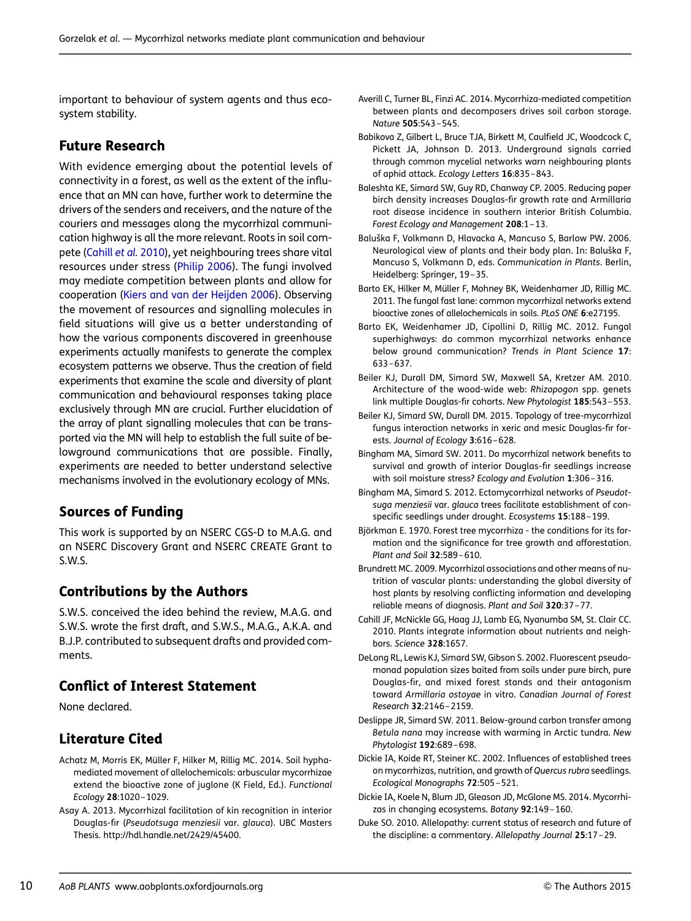important to behaviour of system agents and thus ecosystem stability.

## Future Research

With evidence emerging about the potential levels of connectivity in a forest, as well as the extent of the influence that an MN can have, further work to determine the drivers of the senders and receivers, and the nature of the couriers and messages along the mycorrhizal communication highway is all the more relevant. Roots in soil compete (Cahill *et al.* 2010), yet neighbouring trees share vital resources under stress (Philip 2006). The fungi involved may mediate competition between plants and allow for cooperation (Kiers and van der Heijden 2006). Observing the movement of resources and signalling molecules in field situations will give us a better understanding of how the various components discovered in greenhouse experiments actually manifests to generate the complex ecosystem patterns we observe. Thus the creation of field experiments that examine the scale and diversity of plant communication and behavioural responses taking place exclusively through MN are crucial. Further elucidation of the array of plant signalling molecules that can be transported via the MN will help to establish the full suite of belowground communications that are possible. Finally, experiments are needed to better understand selective mechanisms involved in the evolutionary ecology of MNs.

## Sources of Funding

This work is supported by an NSERC CGS-D to M.A.G. and an NSERC Discovery Grant and NSERC CREATE Grant to S.W.S.

## Contributions by the Authors

S.W.S. conceived the idea behind the review, M.A.G. and S.W.S. wrote the first draft, and S.W.S., M.A.G., A.K.A. and B.J.P. contributed to subsequent drafts and provided comments.

## Conflict of Interest Statement

None declared.

## Literature Cited

Achatz M, Morris EK, Müller F, Hilker M, Rillig MC. 2014. Soil hypha-mediated movement of allelochemicals: arbuscular mycorrhizae extend the bioactive zone of juglone (K Field, Ed.). *Functional Ecology* **28**:1020–1029.

Asay A. 2013. Mycorrhizal facilitation of kin recognition in interior Douglas-fir (*Pseudotsuga menziesii* var. *glauca*). UBC Masters Thesis. http://hdl.handle.net/2429/45400.

Averill C, Turner BL, Finzi AC. 2014. Mycorrhiza-mediated competition between plants and decomposers drives soil carbon storage. *Nature* **505**:543–545.

Babikova Z, Gilbert L, Bruce TJA, Birkett M, Caulfield JC, Woodcock C, Pickett JA, Johnson D. 2013. Underground signals carried through common mycelial networks warn neighbouring plants of aphid attack. *Ecology Letters* **16**:835–843.

Baleshta KE, Simard SW, Guy RD, Chanway CP. 2005. Reducing paper birch density increases Douglas-fir growth rate and Armillaria root disease incidence in southern interior British Columbia. *Forest Ecology and Management* **208**:1–13.

Baluška F, Volkmann D, Hlavacka A, Mancuso S, Barlow PW. 2006. Neurological view of plants and their body plan. In: Baluška F, Mancuso S, Volkmann D, eds. *Communication in Plants*. Berlin, Heidelberg: Springer, 19–35.

Barto EK, Hilker M, Müller F, Mohney BK, Weidenhamer JD, Rillig MC. 2011. The fungal fast lane: common mycorrhizal networks extend bioactive zones of allelochemicals in soils. *PLoS ONE* **6**:e27195.

Barto EK, Weidenhamer JD, Cipollini D, Rillig MC. 2012. Fungal superhighways: do common mycorrhizal networks enhance below ground communication? *Trends in Plant Science* **17**:633–637.

Beiler KJ, Durall DM, Simard SW, Maxwell SA, Kretzer AM. 2010. Architecture of the wood-wide web: *Rhizopogon* spp. genets link multiple Douglas-fir cohorts. *New Phytologist* **185**:543–553.

Beiler KJ, Simard SW, Durall DM. 2015. Topology of tree-mycorrhizal fungus interaction networks in xeric and mesic Douglas-fir forests. *Journal of Ecology* **3**:616–628.

Bingham MA, Simard SW. 2011. Do mycorrhizal network benefits to survival and growth of interior Douglas-fir seedlings increase with soil moisture stress? *Ecology and Evolution* **1**:306–316.

Bingham MA, Simard S. 2012. Ectomycorrhizal networks of *Pseudotsuga menziesii* var. *glauca* trees facilitate establishment of conspecific seedlings under drought. *Ecosystems* **15**:188–199.

Björkman E. 1970. Forest tree mycorrhiza - the conditions for its formation and the significance for tree growth and afforestation. *Plant and Soil* **32**:589–610.

Brundrett MC. 2009. Mycorrhizal associations and other means of nutrition of vascular plants: understanding the global diversity of host plants by resolving conflicting information and developing reliable means of diagnosis. *Plant and Soil* **320**:37–77.

Cahill JF, McNickle GG, Haag JJ, Lamb EG, Nyanumba SM, St. Clair CC. 2010. Plants integrate information about nutrients and neighbors. *Science* **328**:1657.

DeLong RL, Lewis KJ, Simard SW, Gibson S. 2002. Fluorescent pseudomonad population sizes baited from soils under pure birch, pure Douglas-fir, and mixed forest stands and their antagonism toward *Armillaria ostoyae* in vitro. *Canadian Journal of Forest Research* **32**:2146–2159.

Deslippe JR, Simard SW. 2011. Below-ground carbon transfer among *Betula nana* may increase with warming in Arctic tundra. *New Phytologist* **192**:689–698.

Dickie IA, Koide RT, Steiner KC. 2002. Influences of established trees on mycorrhizas, nutrition, and growth of *Quercus rubra* seedlings. *Ecological Monographs* **72**:505–521.

Dickie IA, Koele N, Blum JD, Gleason JD, McGlone MS. 2014. Mycorrhizas in changing ecosystems. *Botany* **92**:149–160.

Duke SO. 2010. Allelopathy: current status of research and future of the discipline: a commentary. *Allelopathy Journal* **25**:17–29.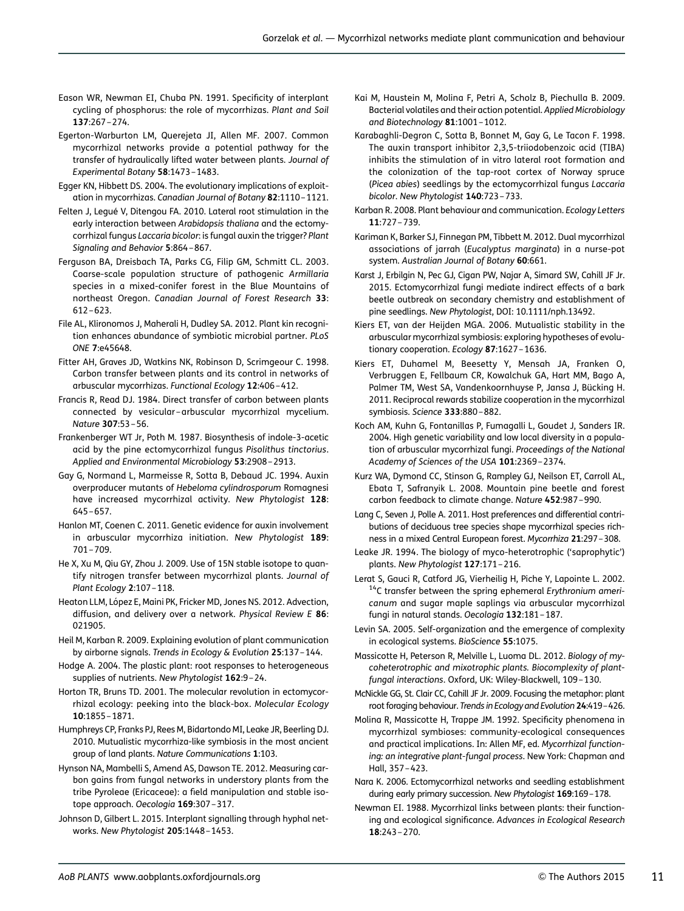Eason WR, Newman EI, Chuba PN. 1991. Specificity of interplant cycling of phosphorus: the role of mycorrhizas. *Plant and Soil* **137**:267–274.

Egerton-Warburton LM, Querejeta JI, Allen MF. 2007. Common mycorrhizal networks provide a potential pathway for the transfer of hydraulically lifted water between plants. *Journal of Experimental Botany* **58**:1473–1483.

Egger KN, Hibbett DS. 2004. The evolutionary implications of exploitation in mycorrhizas. *Canadian Journal of Botany* **82**:1110–1121.

Felten J, Legué V, Ditengou FA. 2010. Lateral root stimulation in the early interaction between *Arabidopsis thaliana* and the ectomycorrhizal fungus *Laccaria bicolor*: is fungal auxin the trigger? *Plant Signaling and Behavior* **5**:864–867.

Ferguson BA, Dreisbach TA, Parks CG, Filip GM, Schmitt CL. 2003. Coarse-scale population structure of pathogenic *Armillaria* species in a mixed-conifer forest in the Blue Mountains of northeast Oregon. *Canadian Journal of Forest Research* **33**: 612–623.

File AL, Klironomos J, Maherali H, Dudley SA. 2012. Plant kin recognition enhances abundance of symbiotic microbial partner. *PLoS ONE* **7**:e45648.

Fitter AH, Graves JD, Watkins NK, Robinson D, Scrimgeour C. 1998. Carbon transfer between plants and its control in networks of arbuscular mycorrhizas. *Functional Ecology* **12**:406–412.

Francis R, Read DJ. 1984. Direct transfer of carbon between plants connected by vesicular–arbuscular mycorrhizal mycelium. *Nature* **307**:53–56.

Frankenberger WT Jr, Poth M. 1987. Biosynthesis of indole-3-acetic acid by the pine ectomycorrhizal fungus *Pisolithus tinctorius*. *Applied and Environmental Microbiology* **53**:2908–2913.

Gay G, Normand L, Marmeisse R, Sotta B, Debaud JC. 1994. Auxin overproducer mutants of *Hebeloma cylindrosporum* Romagnesi have increased mycorrhizal activity. *New Phytologist* **128**: 645–657.

Hanlon MT, Coenen C. 2011. Genetic evidence for auxin involvement in arbuscular mycorrhiza initiation. *New Phytologist* **189**: 701–709.

He X, Xu M, Qiu GY, Zhou J. 2009. Use of 15N stable isotope to quantify nitrogen transfer between mycorrhizal plants. *Journal of Plant Ecology* **2**:107–118.

Heaton LLM, López E, Maini PK, Fricker MD, Jones NS. 2012. Advection, diffusion, and delivery over a network. *Physical Review E* **86**: 021905.

Heil M, Karban R. 2009. Explaining evolution of plant communication by airborne signals. *Trends in Ecology & Evolution* **25**:137–144.

Hodge A. 2004. The plastic plant: root responses to heterogeneous supplies of nutrients. *New Phytologist* **162**:9–24.

Horton TR, Bruns TD. 2001. The molecular revolution in ectomycorrhizal ecology: peeking into the black-box. *Molecular Ecology* **10**:1855–1871.

Humphreys CP, Franks PJ, Rees M, Bidartondo MI, Leake JR, Beerling DJ. 2010. Mutualistic mycorrhiza-like symbiosis in the most ancient group of land plants. *Nature Communications* **1**:103.

Hynson NA, Mambelli S, Amend AS, Dawson TE. 2012. Measuring carbon gains from fungal networks in understory plants from the tribe Pyroleae (Ericaceae): a field manipulation and stable isotope approach. *Oecologia* **169**:307–317.

Johnson D, Gilbert L. 2015. Interplant signalling through hyphal networks. *New Phytologist* **205**:1448–1453.

Kai M, Haustein M, Molina F, Petri A, Scholz B, Piechulla B. 2009. Bacterial volatiles and their action potential. *Applied Microbiology and Biotechnology* **81**:1001–1012.

Karabaghli-Degron C, Sotta B, Bonnet M, Gay G, Le Tacon F. 1998. The auxin transport inhibitor 2,3,5-triiodobenzoic acid (TIBA) inhibits the stimulation of in vitro lateral root formation and the colonization of the tap-root cortex of Norway spruce (*Picea abies*) seedlings by the ectomycorrhizal fungus *Laccaria bicolor*. *New Phytologist* **140**:723–733.

Karban R. 2008. Plant behaviour and communication. *Ecology Letters* **11**:727–739.

Kariman K, Barker SJ, Finnegan PM, Tibbett M. 2012. Dual mycorrhizal associations of jarrah (*Eucalyptus marginata*) in a nurse-pot system. *Australian Journal of Botany* **60**:661.

Karst J, Erbilgin N, Pec GJ, Cigan PW, Najar A, Simard SW, Cahill JF Jr. 2015. Ectomycorrhizal fungi mediate indirect effects of a bark beetle outbreak on secondary chemistry and establishment of pine seedlings. *New Phytologist*, DOI: 10.1111/nph.13492.

Kiers ET, van der Heijden MGA. 2006. Mutualistic stability in the arbuscular mycorrhizal symbiosis: exploring hypotheses of evolutionary cooperation. *Ecology* **87**:1627–1636.

Kiers ET, Duhamel M, Beesetty Y, Mensah JA, Franken O, Verbruggen E, Fellbaum CR, Kowalchuk GA, Hart MM, Bago A, Palmer TM, West SA, Vandenkoornhuyse P, Jansa J, Bücking H. 2011. Reciprocal rewards stabilize cooperation in the mycorrhizal symbiosis. *Science* **333**:880–882.

Koch AM, Kuhn G, Fontanillas P, Fumagalli L, Goudet J, Sanders IR. 2004. High genetic variability and low local diversity in a population of arbuscular mycorrhizal fungi. *Proceedings of the National Academy of Sciences of the USA* **101**:2369–2374.

Kurz WA, Dymond CC, Stinson G, Rampley GJ, Neilson ET, Carroll AL, Ebata T, Safranyik L. 2008. Mountain pine beetle and forest carbon feedback to climate change. *Nature* **452**:987–990.

Lang C, Seven J, Polle A. 2011. Host preferences and differential contributions of deciduous tree species shape mycorrhizal species richness in a mixed Central European forest. *Mycorrhiza* **21**:297–308.

Leake JR. 1994. The biology of myco-heterotrophic ('saprophytic') plants. *New Phytologist* **127**:171–216.

Lerat S, Gauci R, Catford JG, Vierheilig H, Piche Y, Lapointe L. 2002. $^{14}$C transfer between the spring ephemeral *Erythronium americanum* and sugar maple saplings via arbuscular mycorrhizal fungi in natural stands. *Oecologia* **132**:181–187.

Levin SA. 2005. Self-organization and the emergence of complexity in ecological systems. *BioScience* **55**:1075.

Massicotte H, Peterson R, Melville L, Luoma DL. 2012. *Biology of mycoheterotrophic and mixotrophic plants. Biocomplexity of plant-fungal interactions*. Oxford, UK: Wiley-Blackwell, 109–130.

McNickle GG, St. Clair CC, Cahill JF Jr. 2009. Focusing the metaphor: plant root foraging behaviour. *Trends in Ecology and Evolution* **24**:419–426.

Molina R, Massicotte H, Trappe JM. 1992. Specificity phenomena in mycorrhizal symbioses: community-ecological consequences and practical implications. In: Allen MF, ed. *Mycorrhizal functioning: an integrative plant-fungal process*. New York: Chapman and Hall, 357–423.

Nara K. 2006. Ectomycorrhizal networks and seedling establishment during early primary succession. *New Phytologist* **169**:169–178.

Newman EI. 1988. Mycorrhizal links between plants: their functioning and ecological significance. *Advances in Ecological Research* **18**:243–270.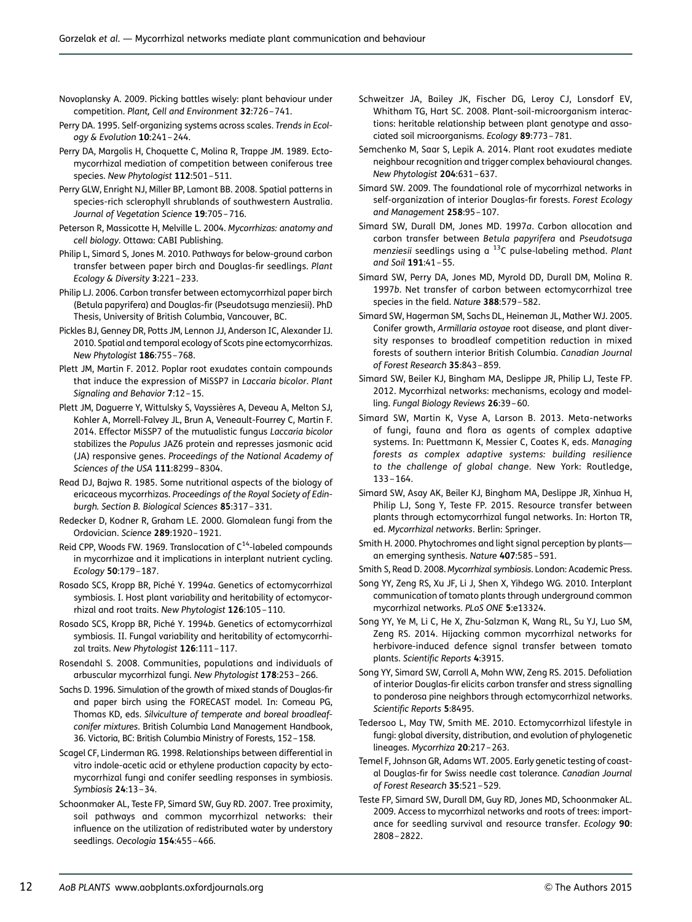Novoplansky A. 2009. Picking battles wisely: plant behaviour under competition. *Plant, Cell and Environment* **32**:726–741.

Perry DA. 1995. Self-organizing systems across scales. *Trends in Ecology & Evolution* **10**:241–244.

Perry DA, Margolis H, Choquette C, Molina R, Trappe JM. 1989. Ectomycorrhizal mediation of competition between coniferous tree species. *New Phytologist* **112**:501–511.

Perry GLW, Enright NJ, Miller BP, Lamont BB. 2008. Spatial patterns in species-rich sclerophyll shrublands of southwestern Australia. *Journal of Vegetation Science* **19**:705–716.

Peterson R, Massicotte H, Melville L. 2004. *Mycorrhizas: anatomy and cell biology*. Ottawa: CABI Publishing.

Philip L, Simard S, Jones M. 2010. Pathways for below-ground carbon transfer between paper birch and Douglas-fir seedlings. *Plant Ecology & Diversity* **3**:221–233.

Philip LJ. 2006. Carbon transfer between ectomycorrhizal paper birch (Betula papyrifera) and Douglas-fir (Pseudotsuga menziesii). PhD Thesis, University of British Columbia, Vancouver, BC.

Pickles BJ, Genney DR, Potts JM, Lennon JJ, Anderson IC, Alexander IJ. 2010. Spatial and temporal ecology of Scots pine ectomycorrhizas. *New Phytologist* **186**:755–768.

Plett JM, Martin F. 2012. Poplar root exudates contain compounds that induce the expression of MiSSP7 in *Laccaria bicolor*. *Plant Signaling and Behavior* **7**:12–15.

Plett JM, Daguerre Y, Wittulsky S, Vayssières A, Deveau A, Melton SJ, Kohler A, Morrell-Falvey JL, Brun A, Veneault-Fourrey C, Martin F. 2014. Effector MiSSP7 of the mutualistic fungus *Laccaria bicolor* stabilizes the *Populus* JAZ6 protein and represses jasmonic acid (JA) responsive genes. *Proceedings of the National Academy of Sciences of the USA* **111**:8299–8304.

Read DJ, Bajwa R. 1985. Some nutritional aspects of the biology of ericaceous mycorrhizas. *Proceedings of the Royal Society of Edinburgh. Section B. Biological Sciences* **85**:317–331.

Redecker D, Kodner R, Graham LE. 2000. Glomalean fungi from the Ordovician. *Science* **289**:1920–1921.

Reid CPP, Woods FW. 1969. Translocation of $C^{14}$-labeled compounds in mycorrhizae and it implications in interplant nutrient cycling. *Ecology* **50**:179–187.

Rosado SCS, Kropp BR, Piché Y. 1994*a*. Genetics of ectomycorrhizal symbiosis. I. Host plant variability and heritability of ectomycorrhizal and root traits. *New Phytologist* **126**:105–110.

Rosado SCS, Kropp BR, Piché Y. 1994*b*. Genetics of ectomycorrhizal symbiosis. II. Fungal variability and heritability of ectomycorrhizal traits. *New Phytologist* **126**:111–117.

Rosendahl S. 2008. Communities, populations and individuals of arbuscular mycorrhizal fungi. *New Phytologist* **178**:253–266.

Sachs D. 1996. Simulation of the growth of mixed stands of Douglas-fir and paper birch using the FORECAST model. In: Comeau PG, Thomas KD, eds. *Silviculture of temperate and boreal broadleaf-conifer mixtures*. British Columbia Land Management Handbook, 36. Victoria, BC: British Columbia Ministry of Forests, 152–158.

Scagel CF, Linderman RG. 1998. Relationships between differential in vitro indole-acetic acid or ethylene production capacity by ectomycorrhizal fungi and conifer seedling responses in symbiosis. *Symbiosis* **24**:13–34.

Schoonmaker AL, Teste FP, Simard SW, Guy RD. 2007. Tree proximity, soil pathways and common mycorrhizal networks: their influence on the utilization of redistributed water by understory seedlings. *Oecologia* **154**:455–466.

Schweitzer JA, Bailey JK, Fischer DG, Leroy CJ, Lonsdorf EV, Whitham TG, Hart SC. 2008. Plant-soil-microorganism interactions: heritable relationship between plant genotype and associated soil microorganisms. *Ecology* **89**:773–781.

Semchenko M, Saar S, Lepik A. 2014. Plant root exudates mediate neighbour recognition and trigger complex behavioural changes. *New Phytologist* **204**:631–637.

Simard SW. 2009. The foundational role of mycorrhizal networks in self-organization of interior Douglas-fir forests. *Forest Ecology and Management* **258**:95–107.

Simard SW, Durall DM, Jones MD. 1997*a*. Carbon allocation and carbon transfer between *Betula papyrifera* and *Pseudotsuga menziesii* seedlings using a $^{13}C$ pulse-labeling method. *Plant and Soil* **191**:41–55.

Simard SW, Perry DA, Jones MD, Myrold DD, Durall DM, Molina R. 1997*b*. Net transfer of carbon between ectomycorrhizal tree species in the field. *Nature* **388**:579–582.

Simard SW, Hagerman SM, Sachs DL, Heineman JL, Mather WJ. 2005. Conifer growth, *Armillaria ostoyae* root disease, and plant diversity responses to broadleaf competition reduction in mixed forests of southern interior British Columbia. *Canadian Journal of Forest Research* **35**:843–859.

Simard SW, Beiler KJ, Bingham MA, Deslippe JR, Philip LJ, Teste FP. 2012. Mycorrhizal networks: mechanisms, ecology and modelling. *Fungal Biology Reviews* **26**:39–60.

Simard SW, Martin K, Vyse A, Larson B. 2013. Meta-networks of fungi, fauna and flora as agents of complex adaptive systems. In: Puettmann K, Messier C, Coates K, eds. *Managing forests as complex adaptive systems: building resilience to the challenge of global change*. New York: Routledge, 133–164.

Simard SW, Asay AK, Beiler KJ, Bingham MA, Deslippe JR, Xinhua H, Philip LJ, Song Y, Teste FP. 2015. Resource transfer between plants through ectomycorrhizal fungal networks. In: Horton TR, ed. *Mycorrhizal networks*. Berlin: Springer.

Smith H. 2000. Phytochromes and light signal perception by plants—an emerging synthesis. *Nature* **407**:585–591.

Smith S, Read D. 2008. *Mycorrhizal symbiosis*. London: Academic Press.

Song YY, Zeng RS, Xu JF, Li J, Shen X, Yihdego WG. 2010. Interplant communication of tomato plants through underground common mycorrhizal networks. *PLoS ONE* **5**:e13324.

Song YY, Ye M, Li C, He X, Zhu-Salzman K, Wang RL, Su YJ, Luo SM, Zeng RS. 2014. Hijacking common mycorrhizal networks for herbivore-induced defence signal transfer between tomato plants. *Scientific Reports* **4**:3915.

Song YY, Simard SW, Carroll A, Mohn WW, Zeng RS. 2015. Defoliation of interior Douglas-fir elicits carbon transfer and stress signalling to ponderosa pine neighbors through ectomycorrhizal networks. *Scientific Reports* **5**:8495.

Tedersoo L, May TW, Smith ME. 2010. Ectomycorrhizal lifestyle in fungi: global diversity, distribution, and evolution of phylogenetic lineages. *Mycorrhiza* **20**:217–263.

Temel F, Johnson GR, Adams WT. 2005. Early genetic testing of coastal Douglas-fir for Swiss needle cast tolerance. *Canadian Journal of Forest Research* **35**:521–529.

Teste FP, Simard SW, Durall DM, Guy RD, Jones MD, Schoonmaker AL. 2009. Access to mycorrhizal networks and roots of trees: importance for seedling survival and resource transfer. *Ecology* **90**: 2808–2822.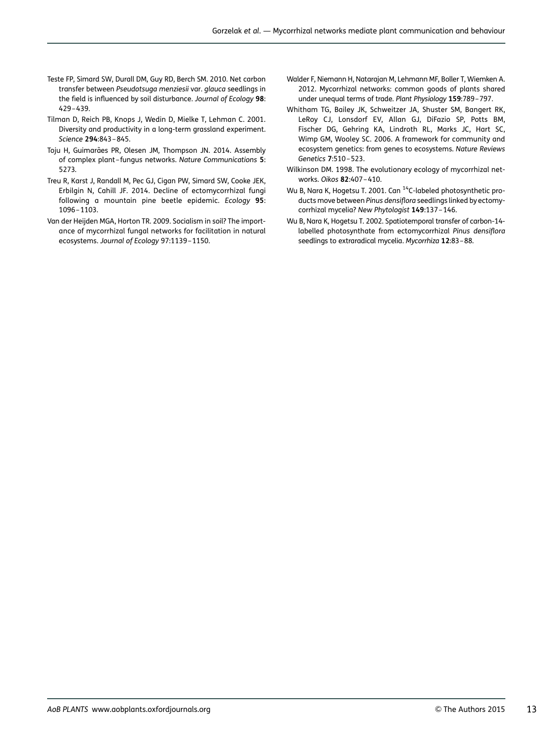Teste FP, Simard SW, Durall DM, Guy RD, Berch SM. 2010. Net carbon transfer between *Pseudotsuga menziesii* var. *glauca* seedlings in the field is influenced by soil disturbance. *Journal of Ecology* **98**: 429–439.

Tilman D, Reich PB, Knops J, Wedin D, Mielke T, Lehman C. 2001. Diversity and productivity in a long-term grassland experiment. *Science* **294**:843–845.

Toju H, Guimarães PR, Olesen JM, Thompson JN. 2014. Assembly of complex plant–fungus networks. *Nature Communications* **5**: 5273.

Treu R, Karst J, Randall M, Pec GJ, Cigan PW, Simard SW, Cooke JEK, Erbilgin N, Cahill JF. 2014. Decline of ectomycorrhizal fungi following a mountain pine beetle epidemic. *Ecology* **95**: 1096–1103.

Van der Heijden MGA, Horton TR. 2009. Socialism in soil? The importance of mycorrhizal fungal networks for facilitation in natural ecosystems. *Journal of Ecology* 97:1139–1150.

Walder F, Niemann H, Natarajan M, Lehmann MF, Boller T, Wiemken A. 2012. Mycorrhizal networks: common goods of plants shared under unequal terms of trade. *Plant Physiology* **159**:789–797.

Whitham TG, Bailey JK, Schweitzer JA, Shuster SM, Bangert RK, LeRoy CJ, Lonsdorf EV, Allan GJ, DiFazio SP, Potts BM, Fischer DG, Gehring KA, Lindroth RL, Marks JC, Hart SC, Wimp GM, Wooley SC. 2006. A framework for community and ecosystem genetics: from genes to ecosystems. *Nature Reviews Genetics* **7**:510–523.

Wilkinson DM. 1998. The evolutionary ecology of mycorrhizal networks. *Oikos* **82**:407–410.

Wu B, Nara K, Hogetsu T. 2001. Can $^{14}C$-labeled photosynthetic products move between *Pinus densiflora* seedlings linked by ectomycorrhizal mycelia? *New Phytologist* **149**:137–146.

Wu B, Nara K, Hogetsu T. 2002. Spatiotemporal transfer of carbon-14-labelled photosynthate from ectomycorrhizal *Pinus densiflora* seedlings to extraradical mycelia. *Mycorrhiza* **12**:83–88.